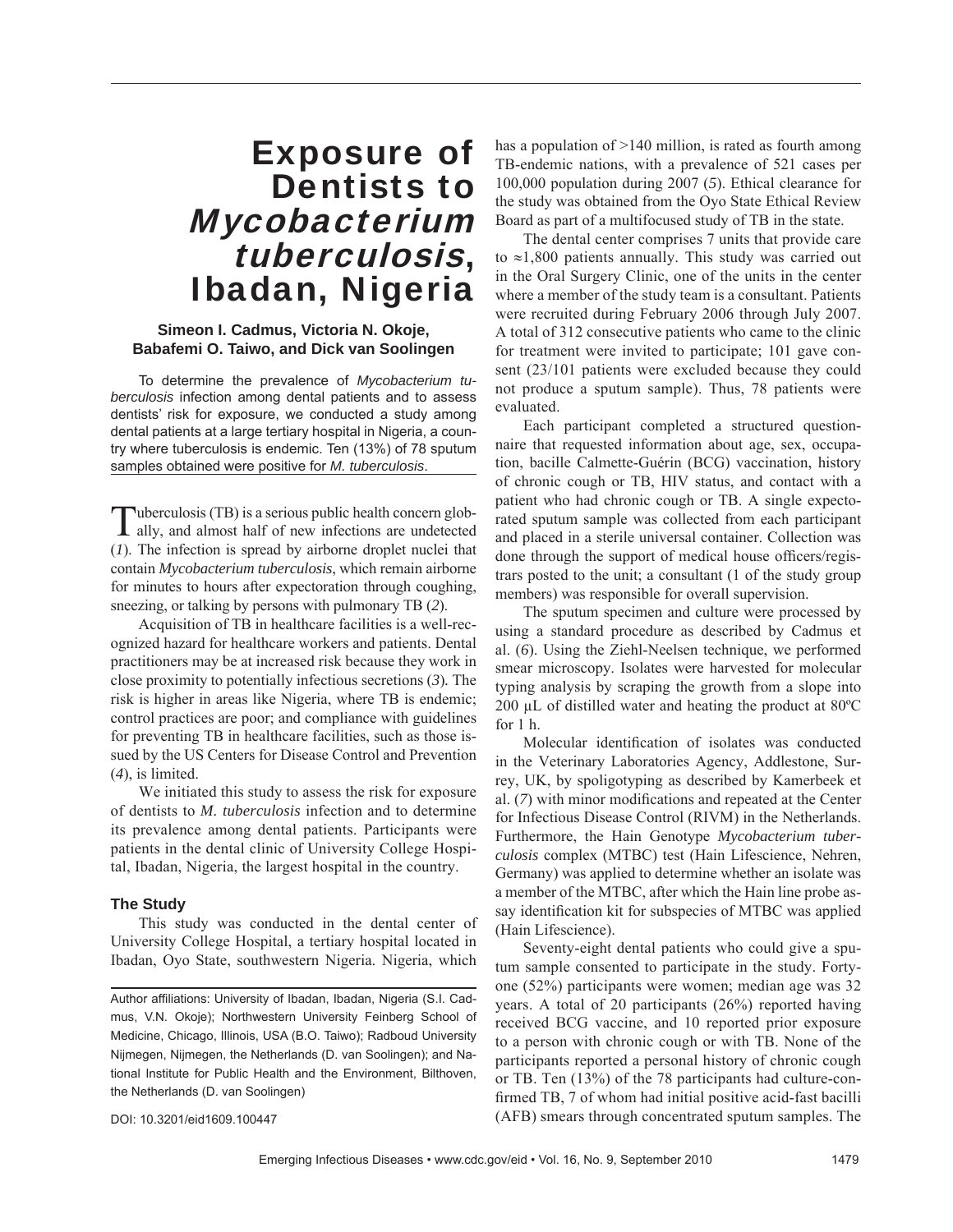# Exposure of Dentists to *Mycobacterium tuberculosis*, Ibadan, Nigeria

**Simeon I. Cadmus, Victoria N. Okoje, Babafemi O. Taiwo, and Dick van Soolingen**

To determine the prevalence of *Mycobacterium tuberculosis* infection among dental patients and to assess dentists' risk for exposure, we conducted a study among dental patients at a large tertiary hospital in Nigeria, a country where tuberculosis is endemic. Ten (13%) of 78 sputum samples obtained were positive for *M. tuberculosis*.

Tuberculosis (TB) is a serious public health concern globally, and almost half of new infections are undetected (*1*). The infection is spread by airborne droplet nuclei that contain *Mycobacterium tuberculosis*, which remain airborne for minutes to hours after expectoration through coughing, sneezing, or talking by persons with pulmonary TB (*2*).

Acquisition of TB in healthcare facilities is a well-recognized hazard for healthcare workers and patients. Dental practitioners may be at increased risk because they work in close proximity to potentially infectious secretions (*3*). The risk is higher in areas like Nigeria, where TB is endemic; control practices are poor; and compliance with guidelines for preventing TB in healthcare facilities, such as those issued by the US Centers for Disease Control and Prevention (*4*), is limited.

We initiated this study to assess the risk for exposure of dentists to *M. tuberculosis* infection and to determine its prevalence among dental patients. Participants were patients in the dental clinic of University College Hospital, Ibadan, Nigeria, the largest hospital in the country.

## The Study

This study was conducted in the dental center of University College Hospital, a tertiary hospital located in Ibadan, Oyo State, southwestern Nigeria. Nigeria, which has a population of >140 million, is rated as fourth among TB-endemic nations, with a prevalence of 521 cases per 100,000 population during 2007 (*5*). Ethical clearance for the study was obtained from the Oyo State Ethical Review Board as part of a multifocused study of TB in the state.

The dental center comprises 7 units that provide care to ≈1,800 patients annually. This study was carried out in the Oral Surgery Clinic, one of the units in the center where a member of the study team is a consultant. Patients were recruited during February 2006 through July 2007. A total of 312 consecutive patients who came to the clinic for treatment were invited to participate; 101 gave consent (23/101 patients were excluded because they could not produce a sputum sample). Thus, 78 patients were evaluated.

Each participant completed a structured questionnaire that requested information about age, sex, occupation, bacille Calmette-Guérin (BCG) vaccination, history of chronic cough or TB, HIV status, and contact with a patient who had chronic cough or TB. A single expectorated sputum sample was collected from each participant and placed in a sterile universal container. Collection was done through the support of medical house officers/registrars posted to the unit; a consultant (1 of the study group members) was responsible for overall supervision.

The sputum specimen and culture were processed by using a standard procedure as described by Cadmus et al. (*6*). Using the Ziehl-Neelsen technique, we performed smear microscopy. Isolates were harvested for molecular typing analysis by scraping the growth from a slope into 200 μL of distilled water and heating the product at 80ºC for 1 h.

Molecular identification of isolates was conducted in the Veterinary Laboratories Agency, Addlestone, Surrey, UK, by spoligotyping as described by Kamerbeek et al. (*7*) with minor modifications and repeated at the Center for Infectious Disease Control (RIVM) in the Netherlands. Furthermore, the Hain Genotype *Mycobacterium tuberculosis* complex (MTBC) test (Hain Lifescience, Nehren, Germany) was applied to determine whether an isolate was a member of the MTBC, after which the Hain line probe assay identification kit for subspecies of MTBC was applied (Hain Lifescience).

Seventy-eight dental patients who could give a sputum sample consented to participate in the study. Forty-one (52%) participants were women; median age was 32 years. A total of 20 participants (26%) reported having received BCG vaccine, and 10 reported prior exposure to a person with chronic cough or with TB. None of the participants reported a personal history of chronic cough or TB. Ten (13%) of the 78 participants had culture-confirmed TB, 7 of whom had initial positive acid-fast bacilli (AFB) smears through concentrated sputum samples. The

Author affiliations: University of Ibadan, Ibadan, Nigeria (S.I. Cadmus, V.N. Okoje); Northwestern University Feinberg School of Medicine, Chicago, Illinois, USA (B.O. Taiwo); Radboud University Nijmegen, Nijmegen, the Netherlands (D. van Soolingen); and National Institute for Public Health and the Environment, Bilthoven, the Netherlands (D. van Soolingen)

DOI: 10.3201/eid1609.100447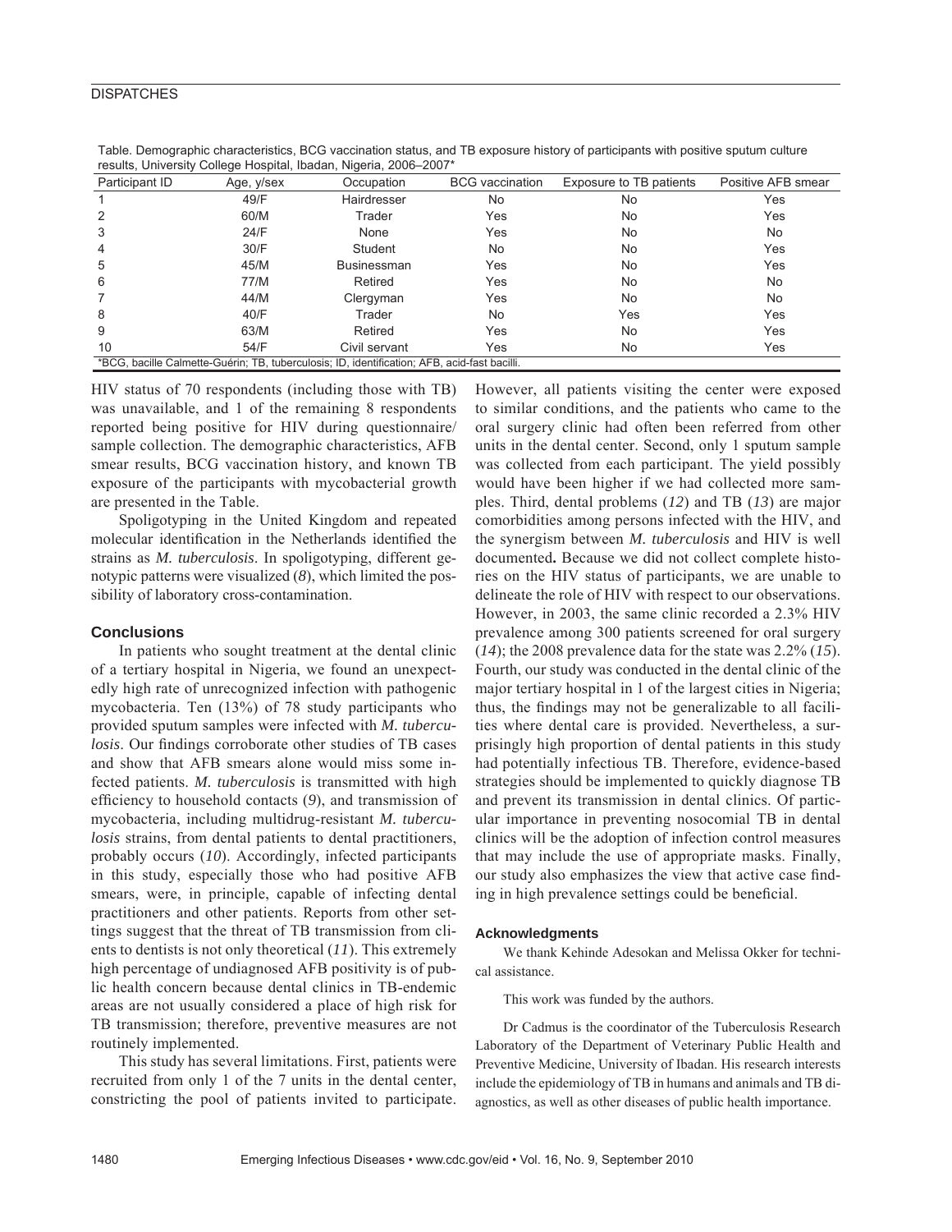Table. Demographic characteristics, BCG vaccination status, and TB exposure history of participants with positive sputum culture results, University College Hospital, Ibadan, Nigeria, 2006–2007*

| Participant ID | Age, y/sex | Occupation | BCG vaccination | Exposure to TB patients | Positive AFB smear |
|---|---|---|---|---|---|
| 1 | 49/F | Hairdresser | No | No | Yes |
| 2 | 60/M | Trader | Yes | No | Yes |
| 3 | 24/F | None | Yes | No | No |
| 4 | 30/F | Student | No | No | Yes |
| 5 | 45/M | Businessman | Yes | No | Yes |
| 6 | 77/M | Retired | Yes | No | No |
| 7 | 44/M | Clergyman | Yes | No | No |
| 8 | 40/F | Trader | No | Yes | Yes |
| 9 | 63/M | Retired | Yes | No | Yes |
| 10 | 54/F | Civil servant | Yes | No | Yes |

*BCG, bacille Calmette-Guérin; TB, tuberculosis; ID, identification; AFB, acid-fast bacilli.

HIV status of 70 respondents (including those with TB) was unavailable, and 1 of the remaining 8 respondents reported being positive for HIV during questionnaire/sample collection. The demographic characteristics, AFB smear results, BCG vaccination history, and known TB exposure of the participants with mycobacterial growth are presented in the Table.

Spoligotyping in the United Kingdom and repeated molecular identification in the Netherlands identified the strains as *M. tuberculosis*. In spoligotyping, different genotypic patterns were visualized (*8*), which limited the possibility of laboratory cross-contamination.

## Conclusions

In patients who sought treatment at the dental clinic of a tertiary hospital in Nigeria, we found an unexpectedly high rate of unrecognized infection with pathogenic mycobacteria. Ten (13%) of 78 study participants who provided sputum samples were infected with *M. tuberculosis*. Our findings corroborate other studies of TB cases and show that AFB smears alone would miss some infected patients. *M. tuberculosis* is transmitted with high efficiency to household contacts (*9*), and transmission of mycobacteria, including multidrug-resistant *M. tuberculosis* strains, from dental patients to dental practitioners, probably occurs (*10*). Accordingly, infected participants in this study, especially those who had positive AFB smears, were, in principle, capable of infecting dental practitioners and other patients. Reports from other settings suggest that the threat of TB transmission from clients to dentists is not only theoretical (*11*). This extremely high percentage of undiagnosed AFB positivity is of public health concern because dental clinics in TB-endemic areas are not usually considered a place of high risk for TB transmission; therefore, preventive measures are not routinely implemented.

This study has several limitations. First, patients were recruited from only 1 of the 7 units in the dental center, constricting the pool of patients invited to participate. However, all patients visiting the center were exposed to similar conditions, and the patients who came to the oral surgery clinic had often been referred from other units in the dental center. Second, only 1 sputum sample was collected from each participant. The yield possibly would have been higher if we had collected more samples. Third, dental problems (*12*) and TB (*13*) are major comorbidities among persons infected with the HIV, and the synergism between *M. tuberculosis* and HIV is well documented**.** Because we did not collect complete histories on the HIV status of participants, we are unable to delineate the role of HIV with respect to our observations. However, in 2003, the same clinic recorded a 2.3% HIV prevalence among 300 patients screened for oral surgery (*14*); the 2008 prevalence data for the state was 2.2% (*15*). Fourth, our study was conducted in the dental clinic of the major tertiary hospital in 1 of the largest cities in Nigeria; thus, the findings may not be generalizable to all facilities where dental care is provided. Nevertheless, a surprisingly high proportion of dental patients in this study had potentially infectious TB. Therefore, evidence-based strategies should be implemented to quickly diagnose TB and prevent its transmission in dental clinics. Of particular importance in preventing nosocomial TB in dental clinics will be the adoption of infection control measures that may include the use of appropriate masks. Finally, our study also emphasizes the view that active case finding in high prevalence settings could be beneficial.

### Acknowledgments

We thank Kehinde Adesokan and Melissa Okker for technical assistance.

This work was funded by the authors.

Dr Cadmus is the coordinator of the Tuberculosis Research Laboratory of the Department of Veterinary Public Health and Preventive Medicine, University of Ibadan. His research interests include the epidemiology of TB in humans and animals and TB diagnostics, as well as other diseases of public health importance.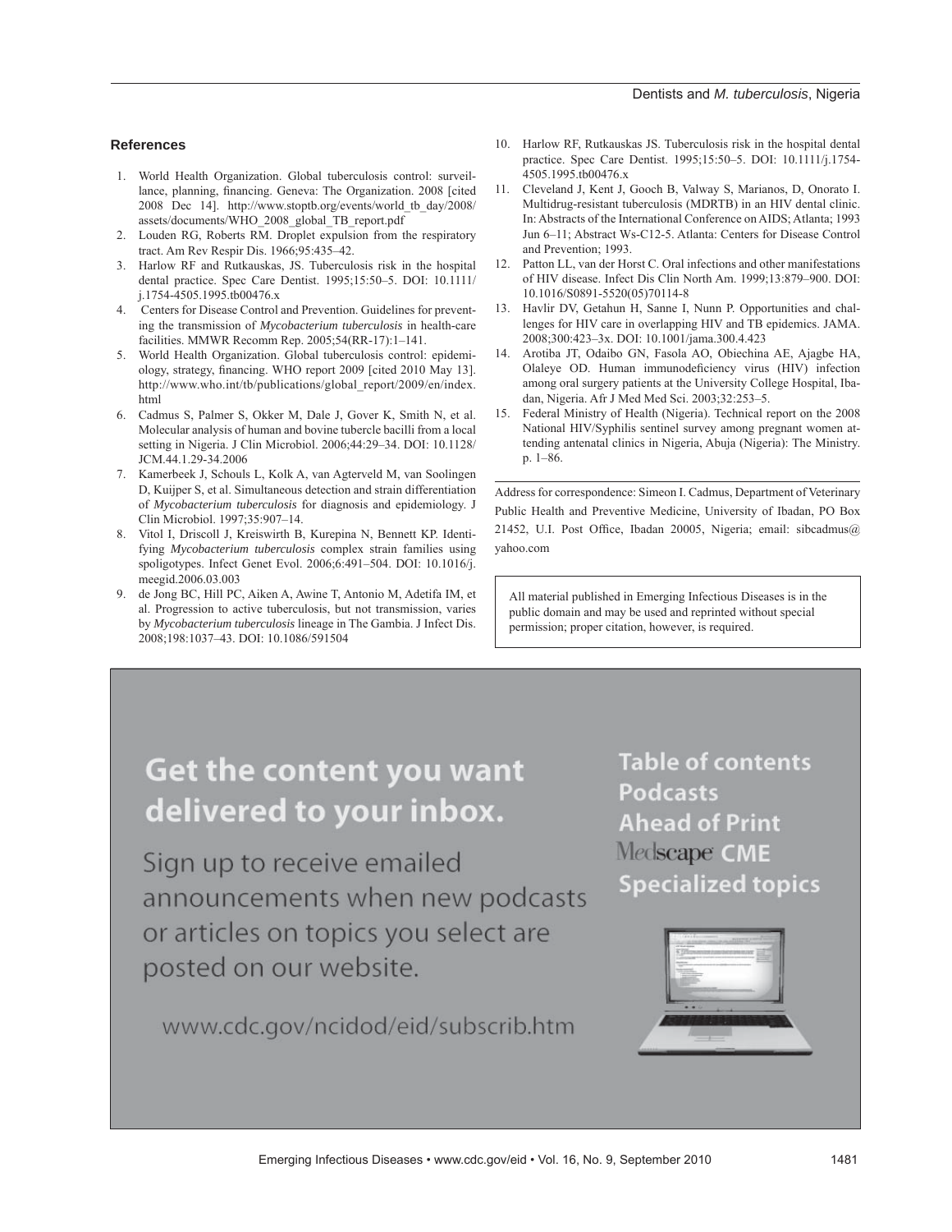## References

1. World Health Organization. Global tuberculosis control: surveillance, planning, financing. Geneva: The Organization. 2008 [cited 2008 Dec 14]. http://www.stoptb.org/events/world_tb_day/2008/assets/documents/WHO_2008_global_TB_report.pdf
2. Louden RG, Roberts RM. Droplet expulsion from the respiratory tract. Am Rev Respir Dis. 1966;95:435–42.
3. Harlow RF and Rutkauskas, JS. Tuberculosis risk in the hospital dental practice. Spec Care Dentist. 1995;15:50–5. DOI: 10.1111/j.1754-4505.1995.tb00476.x
4. Centers for Disease Control and Prevention. Guidelines for preventing the transmission of *Mycobacterium tuberculosis* in health-care facilities. MMWR Recomm Rep. 2005;54(RR-17):1–141.
5. World Health Organization. Global tuberculosis control: epidemiology, strategy, financing. WHO report 2009 [cited 2010 May 13]. http://www.who.int/tb/publications/global_report/2009/en/index.html
6. Cadmus S, Palmer S, Okker M, Dale J, Gover K, Smith N, et al. Molecular analysis of human and bovine tubercle bacilli from a local setting in Nigeria. J Clin Microbiol. 2006;44:29–34. DOI: 10.1128/JCM.44.1.29-34.2006
7. Kamerbeek J, Schouls L, Kolk A, van Agterveld M, van Soolingen D, Kuijper S, et al. Simultaneous detection and strain differentiation of *Mycobacterium tuberculosis* for diagnosis and epidemiology. J Clin Microbiol. 1997;35:907–14.
8. Vitol I, Driscoll J, Kreiswirth B, Kurepina N, Bennett KP. Identifying *Mycobacterium tuberculosis* complex strain families using spoligotypes. Infect Genet Evol. 2006;6:491–504. DOI: 10.1016/j.meegid.2006.03.003
9. de Jong BC, Hill PC, Aiken A, Awine T, Antonio M, Adetifa IM, et al. Progression to active tuberculosis, but not transmission, varies by *Mycobacterium tuberculosis* lineage in The Gambia. J Infect Dis. 2008;198:1037–43. DOI: 10.1086/591504
10. Harlow RF, Rutkauskas JS. Tuberculosis risk in the hospital dental practice. Spec Care Dentist. 1995;15:50–5. DOI: 10.1111/j.1754-4505.1995.tb00476.x
11. Cleveland J, Kent J, Gooch B, Valway S, Marianos, D, Onorato I. Multidrug-resistant tuberculosis (MDRTB) in an HIV dental clinic. In: Abstracts of the International Conference on AIDS; Atlanta; 1993 Jun 6–11; Abstract Ws-C12-5. Atlanta: Centers for Disease Control and Prevention; 1993.
12. Patton LL, van der Horst C. Oral infections and other manifestations of HIV disease. Infect Dis Clin North Am. 1999;13:879–900. DOI: 10.1016/S0891-5520(05)70114-8
13. Havlir DV, Getahun H, Sanne I, Nunn P. Opportunities and challenges for HIV care in overlapping HIV and TB epidemics. JAMA. 2008;300:423–3x. DOI: 10.1001/jama.300.4.423
14. Arotiba JT, Odaibo GN, Fasola AO, Obiechina AE, Ajagbe HA, Olaleye OD. Human immunodeficiency virus (HIV) infection among oral surgery patients at the University College Hospital, Ibadan, Nigeria. Afr J Med Med Sci. 2003;32:253–5.
15. Federal Ministry of Health (Nigeria). Technical report on the 2008 National HIV/Syphilis sentinel survey among pregnant women attending antenatal clinics in Nigeria, Abuja (Nigeria): The Ministry. p. 1–86.

Address for correspondence: Simeon I. Cadmus, Department of Veterinary Public Health and Preventive Medicine, University of Ibadan, PO Box 21452, U.I. Post Office, Ibadan 20005, Nigeria; email: sibcadmus@yahoo.com

All material published in Emerging Infectious Diseases is in the public domain and may be used and reprinted without special permission; proper citation, however, is required.

Get the content you want delivered to your inbox.

Sign up to receive emailed announcements when new podcasts or articles on topics you select are posted on our website.

www.cdc.gov/ncidod/eid/subscrib.htm

Table of contents
Podcasts
Ahead of Print
Medscape CME
Specialized topics